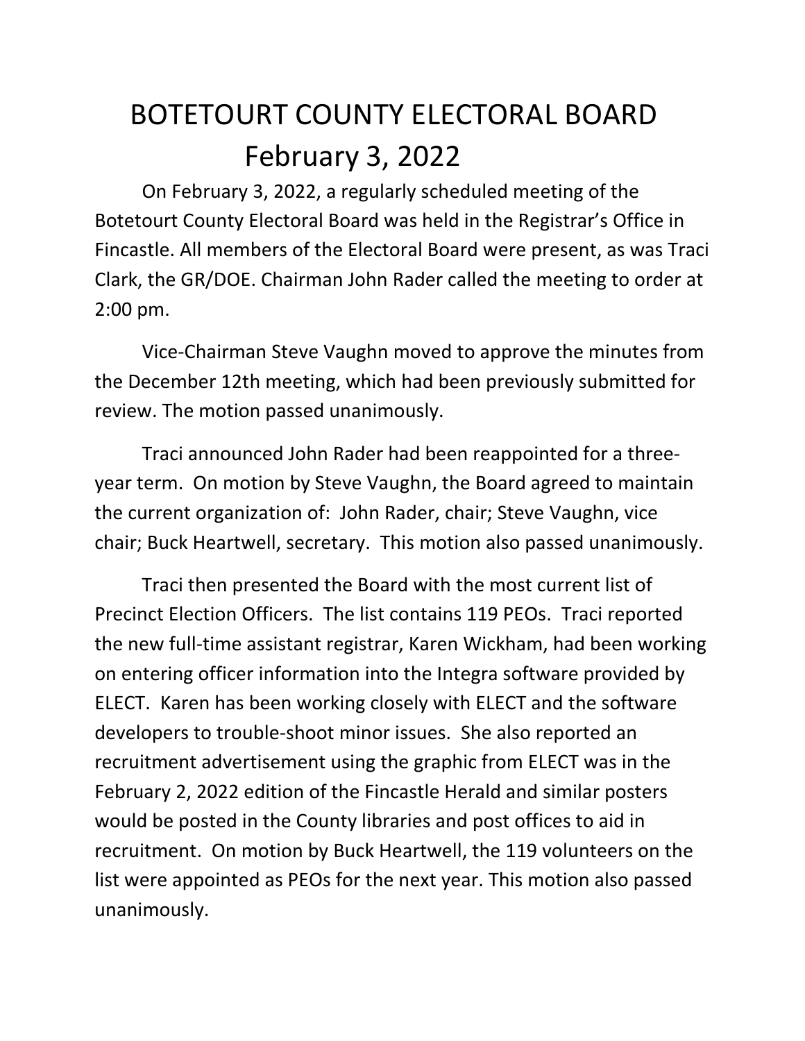# BOTETOURT COUNTY ELECTORAL BOARD
## February 3, 2022

On February 3, 2022, a regularly scheduled meeting of the Botetourt County Electoral Board was held in the Registrar's Office in Fincastle. All members of the Electoral Board were present, as was Traci Clark, the GR/DOE. Chairman John Rader called the meeting to order at 2:00 pm.

Vice-Chairman Steve Vaughn moved to approve the minutes from the December 12th meeting, which had been previously submitted for review. The motion passed unanimously.

Traci announced John Rader had been reappointed for a three-year term. On motion by Steve Vaughn, the Board agreed to maintain the current organization of: John Rader, chair; Steve Vaughn, vice chair; Buck Heartwell, secretary. This motion also passed unanimously.

Traci then presented the Board with the most current list of Precinct Election Officers. The list contains 119 PEOs. Traci reported the new full-time assistant registrar, Karen Wickham, had been working on entering officer information into the Integra software provided by ELECT. Karen has been working closely with ELECT and the software developers to trouble-shoot minor issues. She also reported an recruitment advertisement using the graphic from ELECT was in the February 2, 2022 edition of the Fincastle Herald and similar posters would be posted in the County libraries and post offices to aid in recruitment. On motion by Buck Heartwell, the 119 volunteers on the list were appointed as PEOs for the next year. This motion also passed unanimously.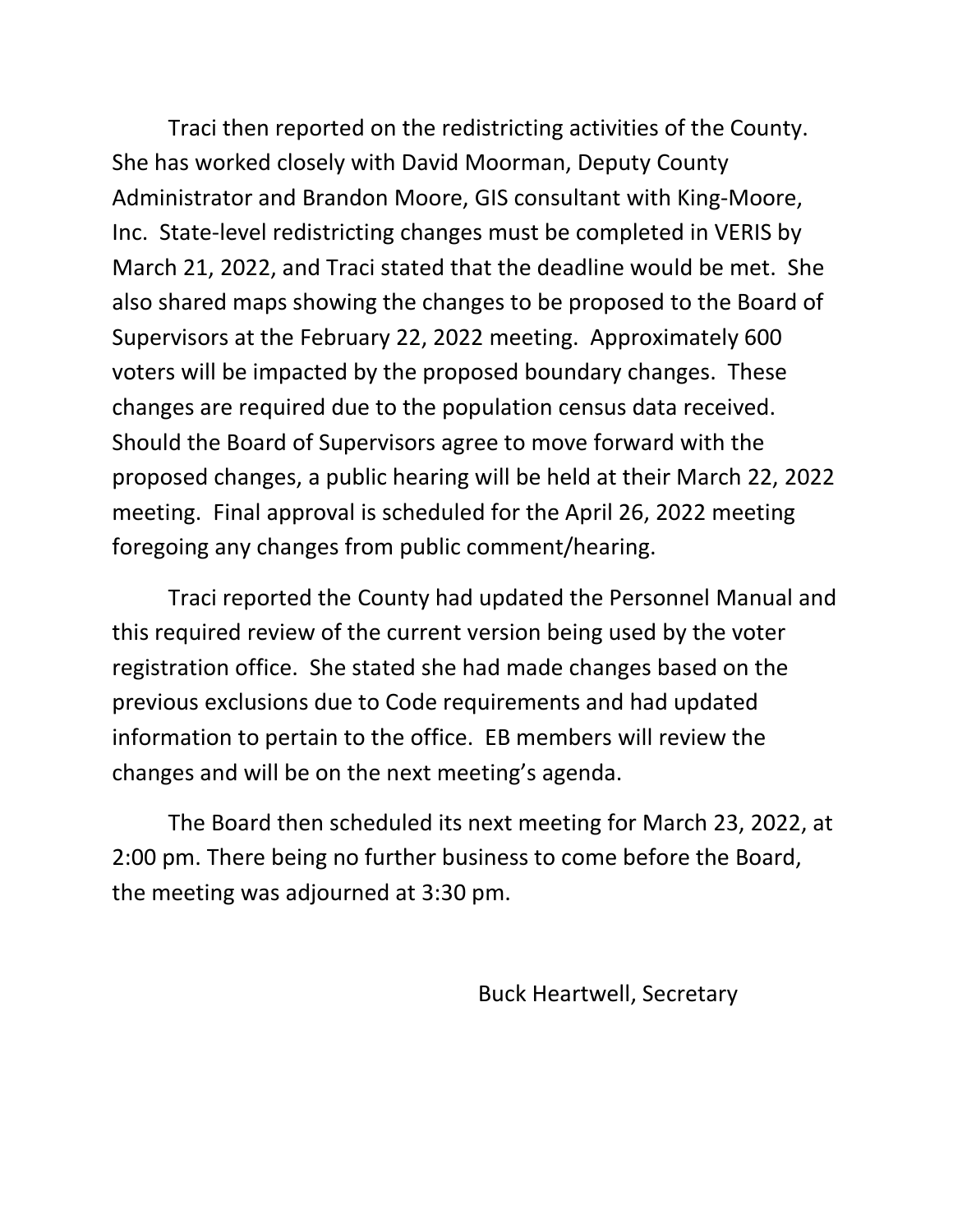Traci then reported on the redistricting activities of the County. She has worked closely with David Moorman, Deputy County Administrator and Brandon Moore, GIS consultant with King-Moore, Inc. State-level redistricting changes must be completed in VERIS by March 21, 2022, and Traci stated that the deadline would be met. She also shared maps showing the changes to be proposed to the Board of Supervisors at the February 22, 2022 meeting. Approximately 600 voters will be impacted by the proposed boundary changes. These changes are required due to the population census data received. Should the Board of Supervisors agree to move forward with the proposed changes, a public hearing will be held at their March 22, 2022 meeting. Final approval is scheduled for the April 26, 2022 meeting foregoing any changes from public comment/hearing.

Traci reported the County had updated the Personnel Manual and this required review of the current version being used by the voter registration office. She stated she had made changes based on the previous exclusions due to Code requirements and had updated information to pertain to the office. EB members will review the changes and will be on the next meeting's agenda.

The Board then scheduled its next meeting for March 23, 2022, at 2:00 pm. There being no further business to come before the Board, the meeting was adjourned at 3:30 pm.

Buck Heartwell, Secretary